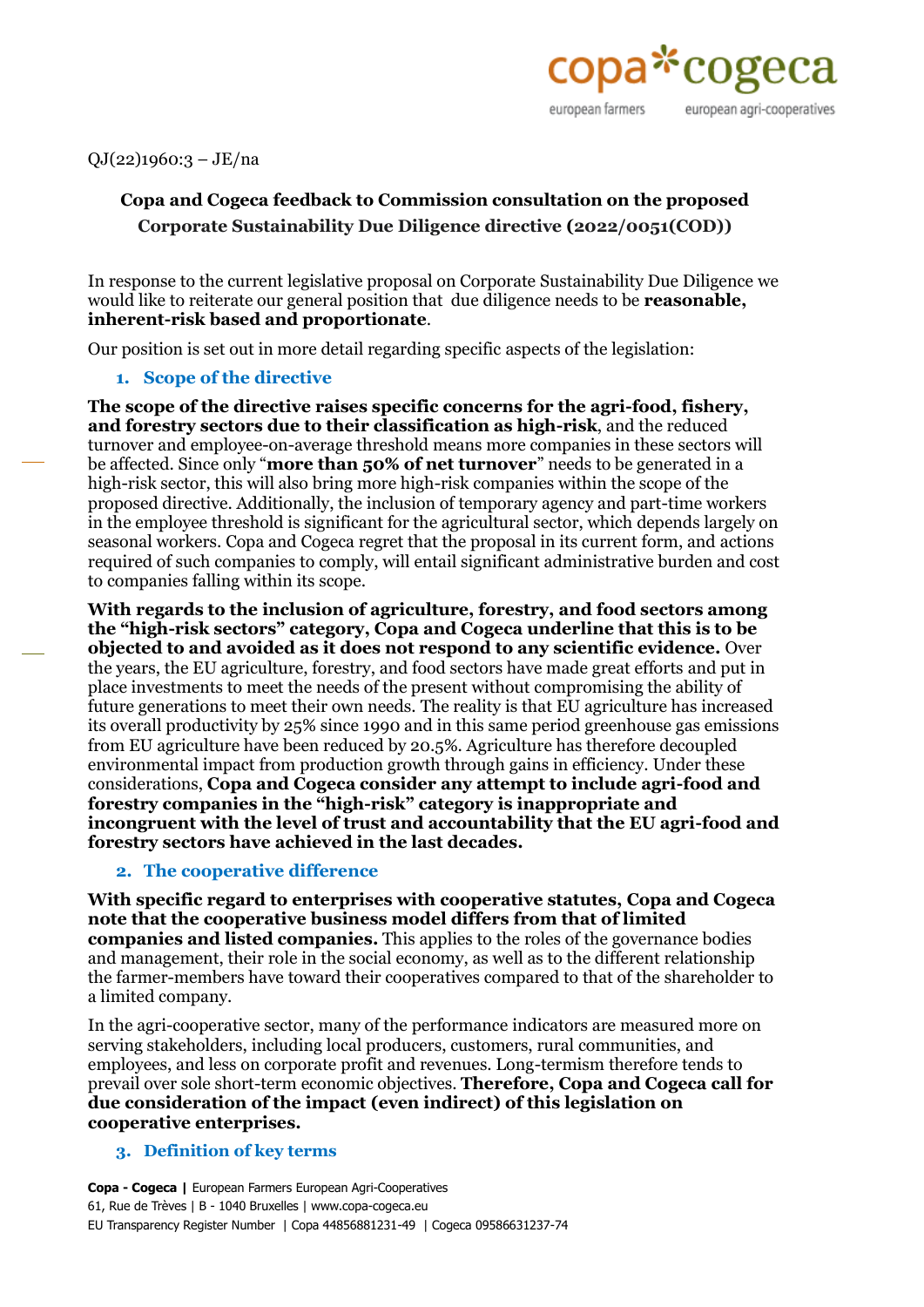QJ(22)1960:3 – JE/na

**Copa and Cogeca feedback to Commission consultation on the proposed Corporate Sustainability Due Diligence directive (2022/0051(COD))**

In response to the current legislative proposal on Corporate Sustainability Due Diligence we would like to reiterate our general position that due diligence needs to be **reasonable, inherent-risk based and proportionate**.

Our position is set out in more detail regarding specific aspects of the legislation:

## 1. Scope of the directive

**The scope of the directive raises specific concerns for the agri-food, fishery, and forestry sectors due to their classification as high-risk**, and the reduced turnover and employee-on-average threshold means more companies in these sectors will be affected. Since only "**more than 50% of net turnover**" needs to be generated in a high-risk sector, this will also bring more high-risk companies within the scope of the proposed directive. Additionally, the inclusion of temporary agency and part-time workers in the employee threshold is significant for the agricultural sector, which depends largely on seasonal workers. Copa and Cogeca regret that the proposal in its current form, and actions required of such companies to comply, will entail significant administrative burden and cost to companies falling within its scope.

**With regards to the inclusion of agriculture, forestry, and food sectors among the "high-risk sectors" category, Copa and Cogeca underline that this is to be objected to and avoided as it does not respond to any scientific evidence.** Over the years, the EU agriculture, forestry, and food sectors have made great efforts and put in place investments to meet the needs of the present without compromising the ability of future generations to meet their own needs. The reality is that EU agriculture has increased its overall productivity by 25% since 1990 and in this same period greenhouse gas emissions from EU agriculture have been reduced by 20.5%. Agriculture has therefore decoupled environmental impact from production growth through gains in efficiency. Under these considerations, **Copa and Cogeca consider any attempt to include agri-food and forestry companies in the "high-risk" category is inappropriate and incongruent with the level of trust and accountability that the EU agri-food and forestry sectors have achieved in the last decades.**

## 2. The cooperative difference

**With specific regard to enterprises with cooperative statutes, Copa and Cogeca note that the cooperative business model differs from that of limited companies and listed companies.** This applies to the roles of the governance bodies and management, their role in the social economy, as well as to the different relationship the farmer-members have toward their cooperatives compared to that of the shareholder to a limited company.

In the agri-cooperative sector, many of the performance indicators are measured more on serving stakeholders, including local producers, customers, rural communities, and employees, and less on corporate profit and revenues. Long-termism therefore tends to prevail over sole short-term economic objectives. **Therefore, Copa and Cogeca call for due consideration of the impact (even indirect) of this legislation on cooperative enterprises.**

## 3. Definition of key terms

**Copa - Cogeca |** European Farmers European Agri-Cooperatives
61, Rue de Trèves | B - 1040 Bruxelles | www.copa-cogeca.eu
EU Transparency Register Number | Copa 44856881231-49 | Cogeca 09586631237-74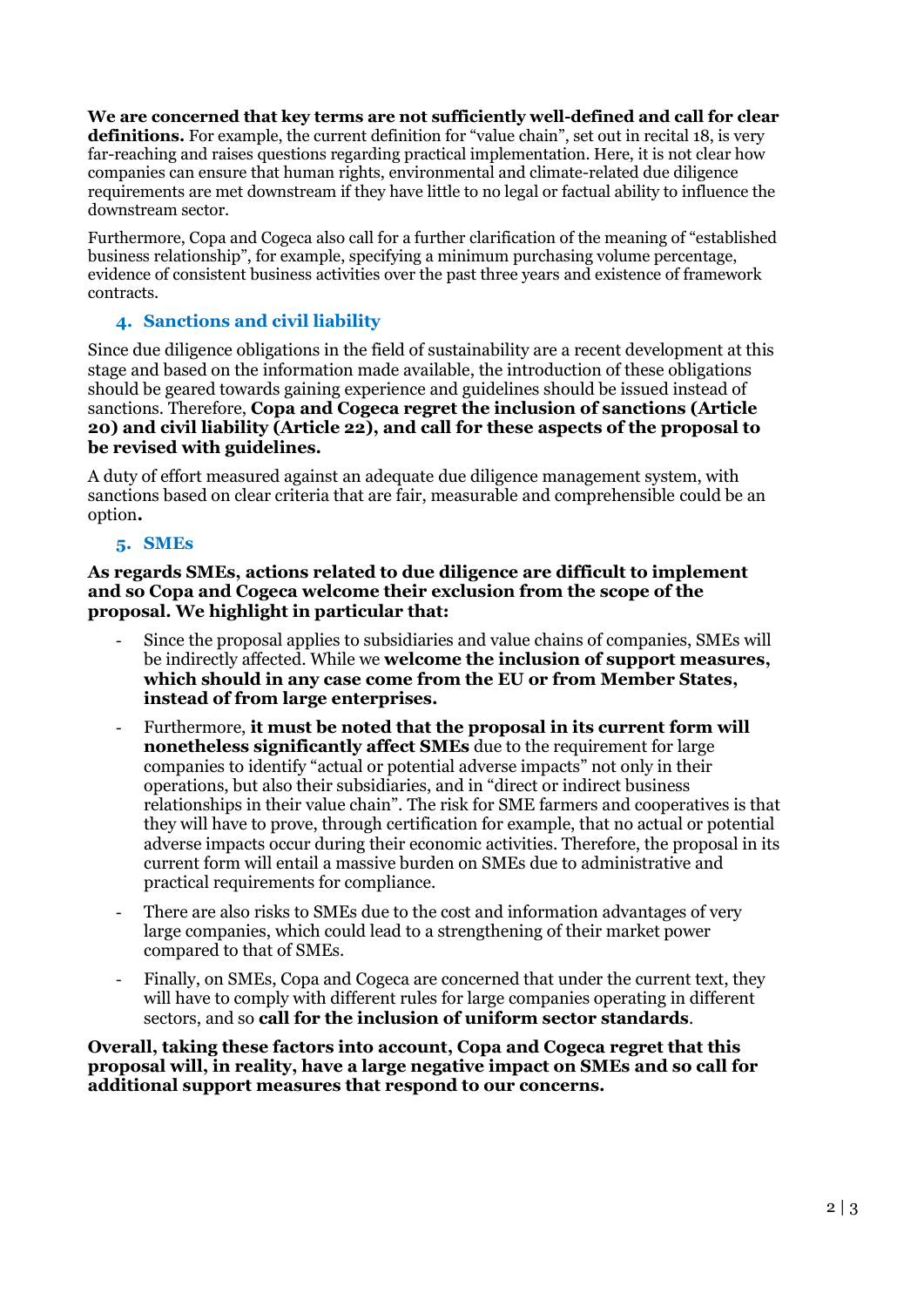**We are concerned that key terms are not sufficiently well-defined and call for clear definitions.** For example, the current definition for "value chain", set out in recital 18, is very far-reaching and raises questions regarding practical implementation. Here, it is not clear how companies can ensure that human rights, environmental and climate-related due diligence requirements are met downstream if they have little to no legal or factual ability to influence the downstream sector.

Furthermore, Copa and Cogeca also call for a further clarification of the meaning of "established business relationship", for example, specifying a minimum purchasing volume percentage, evidence of consistent business activities over the past three years and existence of framework contracts.

## 4. Sanctions and civil liability

Since due diligence obligations in the field of sustainability are a recent development at this stage and based on the information made available, the introduction of these obligations should be geared towards gaining experience and guidelines should be issued instead of sanctions. Therefore, **Copa and Cogeca regret the inclusion of sanctions (Article 20) and civil liability (Article 22), and call for these aspects of the proposal to be revised with guidelines.**

A duty of effort measured against an adequate due diligence management system, with sanctions based on clear criteria that are fair, measurable and comprehensible could be an option**.**

## 5. SMEs

**As regards SMEs, actions related to due diligence are difficult to implement and so Copa and Cogeca welcome their exclusion from the scope of the proposal. We highlight in particular that:**

- Since the proposal applies to subsidiaries and value chains of companies, SMEs will be indirectly affected. While we **welcome the inclusion of support measures, which should in any case come from the EU or from Member States, instead of from large enterprises.**
- Furthermore, **it must be noted that the proposal in its current form will nonetheless significantly affect SMEs** due to the requirement for large companies to identify "actual or potential adverse impacts" not only in their operations, but also their subsidiaries, and in "direct or indirect business relationships in their value chain". The risk for SME farmers and cooperatives is that they will have to prove, through certification for example, that no actual or potential adverse impacts occur during their economic activities. Therefore, the proposal in its current form will entail a massive burden on SMEs due to administrative and practical requirements for compliance.
- There are also risks to SMEs due to the cost and information advantages of very large companies, which could lead to a strengthening of their market power compared to that of SMEs.
- Finally, on SMEs, Copa and Cogeca are concerned that under the current text, they will have to comply with different rules for large companies operating in different sectors, and so **call for the inclusion of uniform sector standards**.

**Overall, taking these factors into account, Copa and Cogeca regret that this proposal will, in reality, have a large negative impact on SMEs and so call for additional support measures that respond to our concerns.**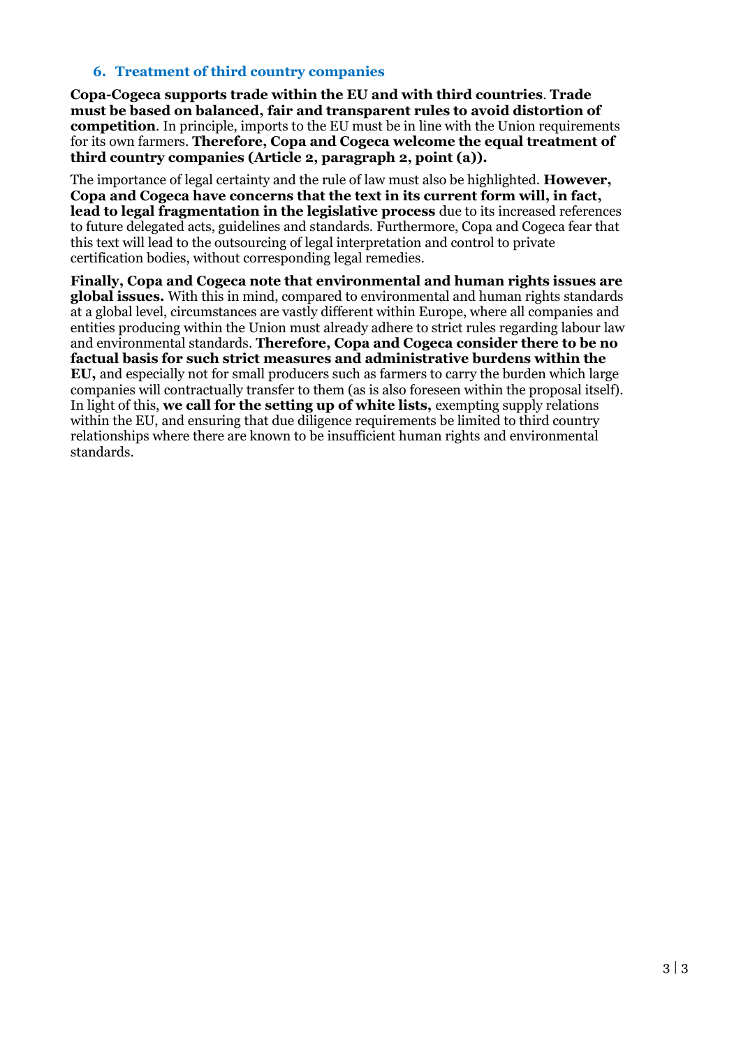## 6. Treatment of third country companies

**Copa-Cogeca supports trade within the EU and with third countries**. **Trade must be based on balanced, fair and transparent rules to avoid distortion of competition**. In principle, imports to the EU must be in line with the Union requirements for its own farmers. **Therefore, Copa and Cogeca welcome the equal treatment of third country companies (Article 2, paragraph 2, point (a)).**

The importance of legal certainty and the rule of law must also be highlighted. **However, Copa and Cogeca have concerns that the text in its current form will, in fact, lead to legal fragmentation in the legislative process** due to its increased references to future delegated acts, guidelines and standards. Furthermore, Copa and Cogeca fear that this text will lead to the outsourcing of legal interpretation and control to private certification bodies, without corresponding legal remedies.

**Finally, Copa and Cogeca note that environmental and human rights issues are global issues.** With this in mind, compared to environmental and human rights standards at a global level, circumstances are vastly different within Europe, where all companies and entities producing within the Union must already adhere to strict rules regarding labour law and environmental standards. **Therefore, Copa and Cogeca consider there to be no factual basis for such strict measures and administrative burdens within the EU,** and especially not for small producers such as farmers to carry the burden which large companies will contractually transfer to them (as is also foreseen within the proposal itself). In light of this, **we call for the setting up of white lists,** exempting supply relations within the EU, and ensuring that due diligence requirements be limited to third country relationships where there are known to be insufficient human rights and environmental standards.